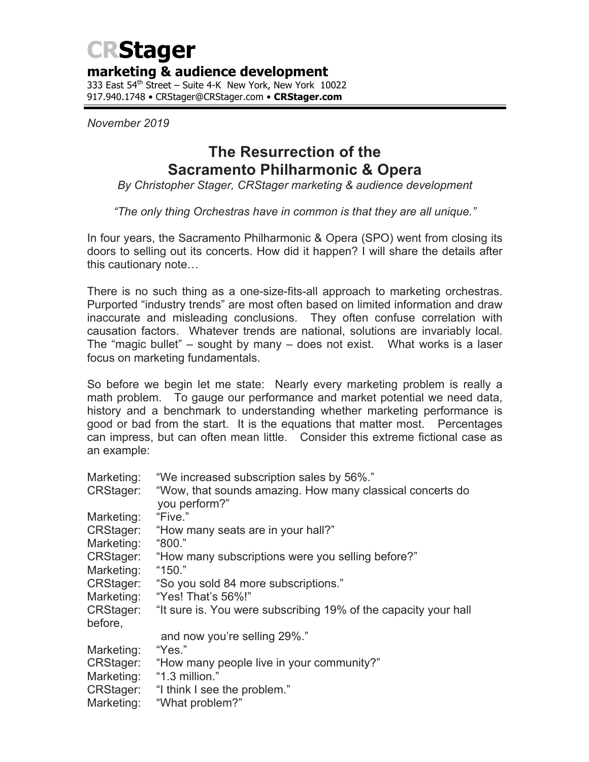# CRStager

**marketing & audience development**

333 East 54th Street – Suite 4-K New York, New York 10022
917.940.1748 • CRStager@CRStager.com • **CRStager.com**

*November 2019*

## The Resurrection of the Sacramento Philharmonic & Opera

*By Christopher Stager, CRStager marketing & audience development*

*"The only thing Orchestras have in common is that they are all unique."*

In four years, the Sacramento Philharmonic & Opera (SPO) went from closing its doors to selling out its concerts. How did it happen? I will share the details after this cautionary note…

There is no such thing as a one-size-fits-all approach to marketing orchestras. Purported "industry trends" are most often based on limited information and draw inaccurate and misleading conclusions. They often confuse correlation with causation factors. Whatever trends are national, solutions are invariably local. The "magic bullet" – sought by many – does not exist. What works is a laser focus on marketing fundamentals.

So before we begin let me state: Nearly every marketing problem is really a math problem. To gauge our performance and market potential we need data, history and a benchmark to understanding whether marketing performance is good or bad from the start. It is the equations that matter most. Percentages can impress, but can often mean little. Consider this extreme fictional case as an example:

Marketing: "We increased subscription sales by 56%."
CRStager: "Wow, that sounds amazing. How many classical concerts do you perform?"
Marketing: "Five."
CRStager: "How many seats are in your hall?"
Marketing: "800."
CRStager: "How many subscriptions were you selling before?"
Marketing: "150."
CRStager: "So you sold 84 more subscriptions."
Marketing: "Yes! That's 56%!"
CRStager: "It sure is. You were subscribing 19% of the capacity your hall before, and now you're selling 29%."
Marketing: "Yes."
CRStager: "How many people live in your community?"
Marketing: "1.3 million."
CRStager: "I think I see the problem."
Marketing: "What problem?"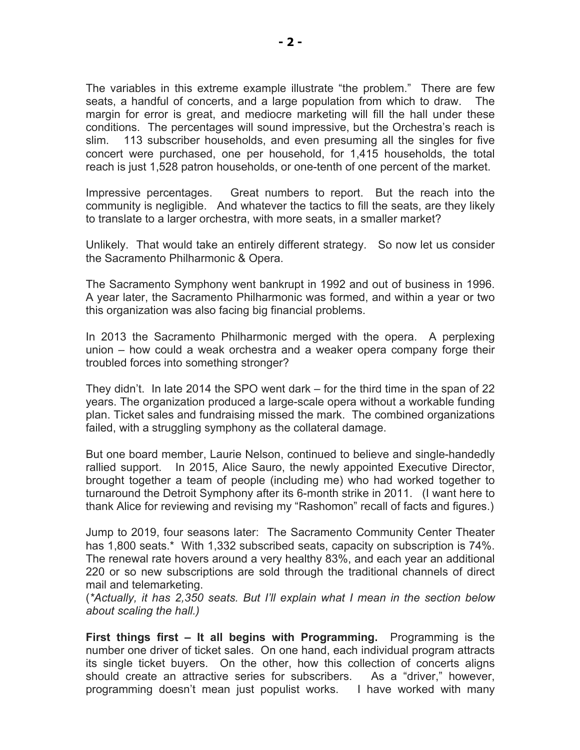The variables in this extreme example illustrate "the problem." There are few seats, a handful of concerts, and a large population from which to draw. The margin for error is great, and mediocre marketing will fill the hall under these conditions. The percentages will sound impressive, but the Orchestra's reach is slim. 113 subscriber households, and even presuming all the singles for five concert were purchased, one per household, for 1,415 households, the total reach is just 1,528 patron households, or one-tenth of one percent of the market.

Impressive percentages. Great numbers to report. But the reach into the community is negligible. And whatever the tactics to fill the seats, are they likely to translate to a larger orchestra, with more seats, in a smaller market?

Unlikely. That would take an entirely different strategy. So now let us consider the Sacramento Philharmonic & Opera.

The Sacramento Symphony went bankrupt in 1992 and out of business in 1996. A year later, the Sacramento Philharmonic was formed, and within a year or two this organization was also facing big financial problems.

In 2013 the Sacramento Philharmonic merged with the opera. A perplexing union – how could a weak orchestra and a weaker opera company forge their troubled forces into something stronger?

They didn't. In late 2014 the SPO went dark – for the third time in the span of 22 years. The organization produced a large-scale opera without a workable funding plan. Ticket sales and fundraising missed the mark. The combined organizations failed, with a struggling symphony as the collateral damage.

But one board member, Laurie Nelson, continued to believe and single-handedly rallied support. In 2015, Alice Sauro, the newly appointed Executive Director, brought together a team of people (including me) who had worked together to turnaround the Detroit Symphony after its 6-month strike in 2011. (I want here to thank Alice for reviewing and revising my "Rashomon" recall of facts and figures.)

Jump to 2019, four seasons later: The Sacramento Community Center Theater has 1,800 seats.* With 1,332 subscribed seats, capacity on subscription is 74%. The renewal rate hovers around a very healthy 83%, and each year an additional 220 or so new subscriptions are sold through the traditional channels of direct mail and telemarketing.
(*\*Actually, it has 2,350 seats. But I'll explain what I mean in the section below about scaling the hall.)*

**First things first – It all begins with Programming.** Programming is the number one driver of ticket sales. On one hand, each individual program attracts its single ticket buyers. On the other, how this collection of concerts aligns should create an attractive series for subscribers. As a "driver," however, programming doesn't mean just populist works. I have worked with many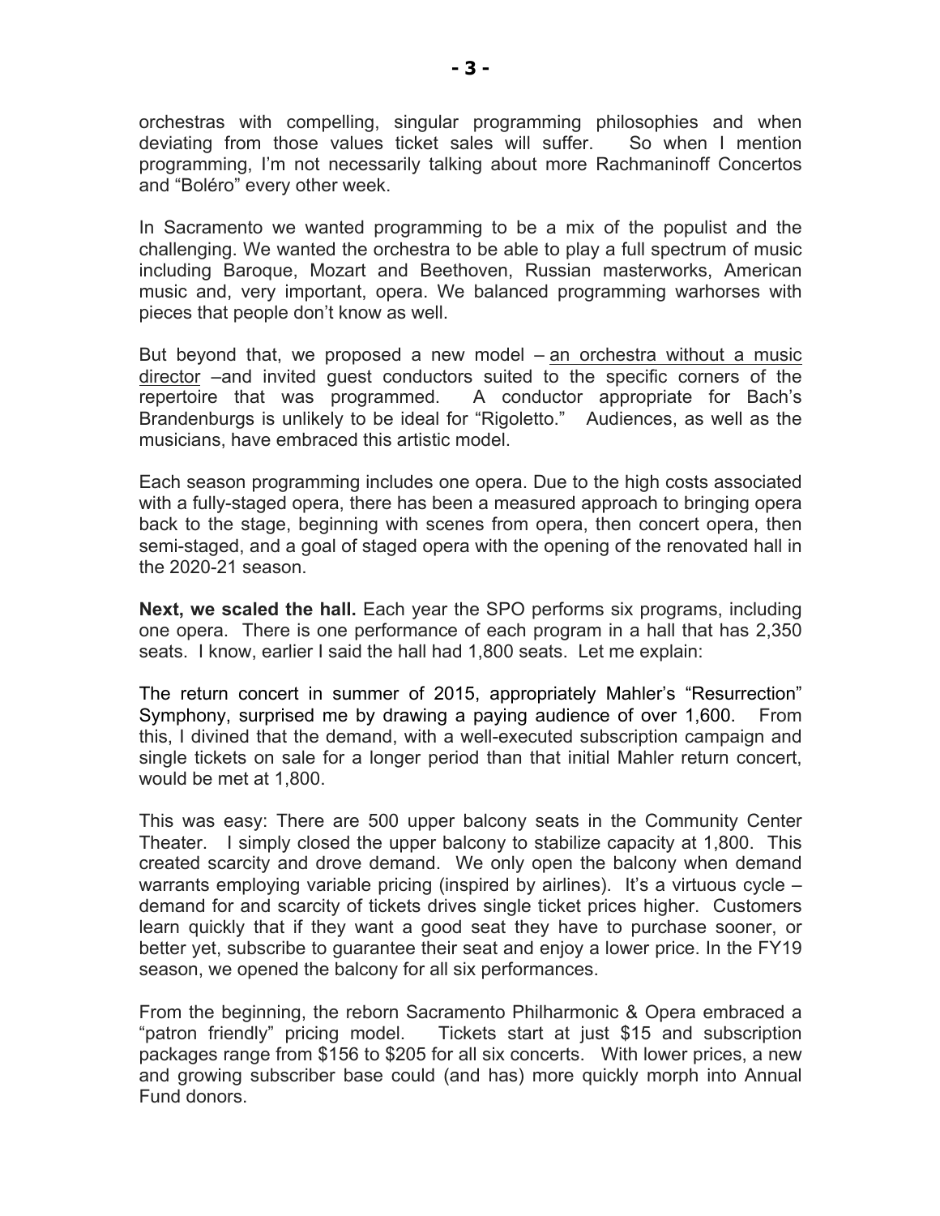orchestras with compelling, singular programming philosophies and when deviating from those values ticket sales will suffer. So when I mention programming, I'm not necessarily talking about more Rachmaninoff Concertos and "Boléro" every other week.

In Sacramento we wanted programming to be a mix of the populist and the challenging. We wanted the orchestra to be able to play a full spectrum of music including Baroque, Mozart and Beethoven, Russian masterworks, American music and, very important, opera. We balanced programming warhorses with pieces that people don't know as well.

But beyond that, we proposed a new model – <u>an orchestra without a music director</u> –and invited guest conductors suited to the specific corners of the repertoire that was programmed. A conductor appropriate for Bach's Brandenburgs is unlikely to be ideal for "Rigoletto." Audiences, as well as the musicians, have embraced this artistic model.

Each season programming includes one opera. Due to the high costs associated with a fully-staged opera, there has been a measured approach to bringing opera back to the stage, beginning with scenes from opera, then concert opera, then semi-staged, and a goal of staged opera with the opening of the renovated hall in the 2020-21 season.

**Next, we scaled the hall.** Each year the SPO performs six programs, including one opera. There is one performance of each program in a hall that has 2,350 seats. I know, earlier I said the hall had 1,800 seats. Let me explain:

The return concert in summer of 2015, appropriately Mahler's "Resurrection" Symphony, surprised me by drawing a paying audience of over 1,600. From this, I divined that the demand, with a well-executed subscription campaign and single tickets on sale for a longer period than that initial Mahler return concert, would be met at 1,800.

This was easy: There are 500 upper balcony seats in the Community Center Theater. I simply closed the upper balcony to stabilize capacity at 1,800. This created scarcity and drove demand. We only open the balcony when demand warrants employing variable pricing (inspired by airlines). It's a virtuous cycle – demand for and scarcity of tickets drives single ticket prices higher. Customers learn quickly that if they want a good seat they have to purchase sooner, or better yet, subscribe to guarantee their seat and enjoy a lower price. In the FY19 season, we opened the balcony for all six performances.

From the beginning, the reborn Sacramento Philharmonic & Opera embraced a "patron friendly" pricing model. Tickets start at just $15 and subscription packages range from $156 to $205 for all six concerts. With lower prices, a new and growing subscriber base could (and has) more quickly morph into Annual Fund donors.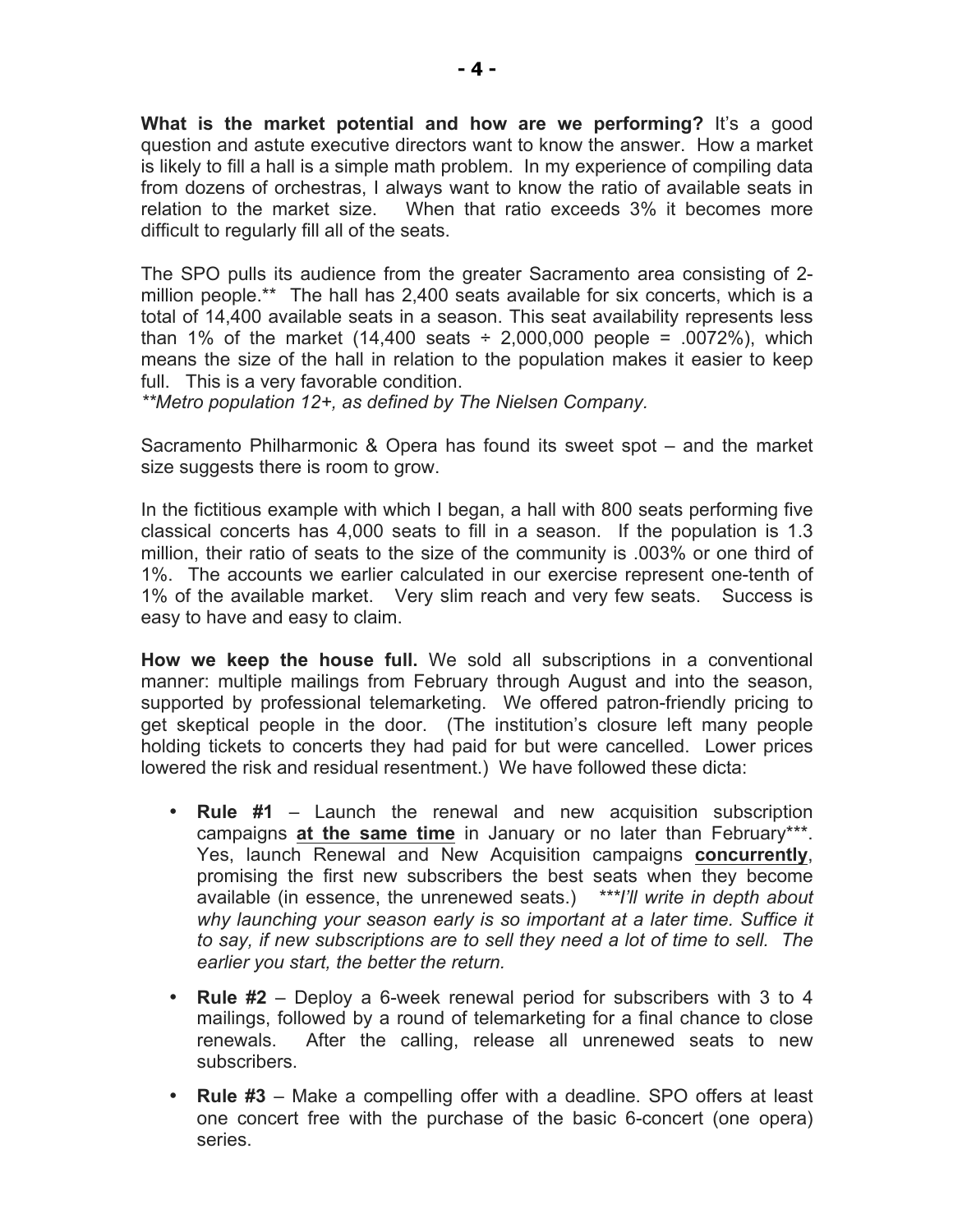**What is the market potential and how are we performing?** It's a good question and astute executive directors want to know the answer. How a market is likely to fill a hall is a simple math problem. In my experience of compiling data from dozens of orchestras, I always want to know the ratio of available seats in relation to the market size. When that ratio exceeds 3% it becomes more difficult to regularly fill all of the seats.

The SPO pulls its audience from the greater Sacramento area consisting of 2-million people.** The hall has 2,400 seats available for six concerts, which is a total of 14,400 available seats in a season. This seat availability represents less than 1% of the market (14,400 seats ÷ 2,000,000 people = .0072%), which means the size of the hall in relation to the population makes it easier to keep full. This is a very favorable condition.

*\*\*Metro population 12+, as defined by The Nielsen Company.*

Sacramento Philharmonic & Opera has found its sweet spot – and the market size suggests there is room to grow.

In the fictitious example with which I began, a hall with 800 seats performing five classical concerts has 4,000 seats to fill in a season. If the population is 1.3 million, their ratio of seats to the size of the community is .003% or one third of 1%. The accounts we earlier calculated in our exercise represent one-tenth of 1% of the available market. Very slim reach and very few seats. Success is easy to have and easy to claim.

**How we keep the house full.** We sold all subscriptions in a conventional manner: multiple mailings from February through August and into the season, supported by professional telemarketing. We offered patron-friendly pricing to get skeptical people in the door. (The institution's closure left many people holding tickets to concerts they had paid for but were cancelled. Lower prices lowered the risk and residual resentment.) We have followed these dicta:

- **Rule #1** – Launch the renewal and new acquisition subscription campaigns <u>**at the same time**</u> in January or no later than February***. Yes, launch Renewal and New Acquisition campaigns <u>**concurrently**</u>, promising the first new subscribers the best seats when they become available (in essence, the unrenewed seats.) *\*\*\*I'll write in depth about why launching your season early is so important at a later time. Suffice it to say, if new subscriptions are to sell they need a lot of time to sell. The earlier you start, the better the return.*
- **Rule #2** – Deploy a 6-week renewal period for subscribers with 3 to 4 mailings, followed by a round of telemarketing for a final chance to close renewals. After the calling, release all unrenewed seats to new subscribers.
- **Rule #3** – Make a compelling offer with a deadline. SPO offers at least one concert free with the purchase of the basic 6-concert (one opera) series.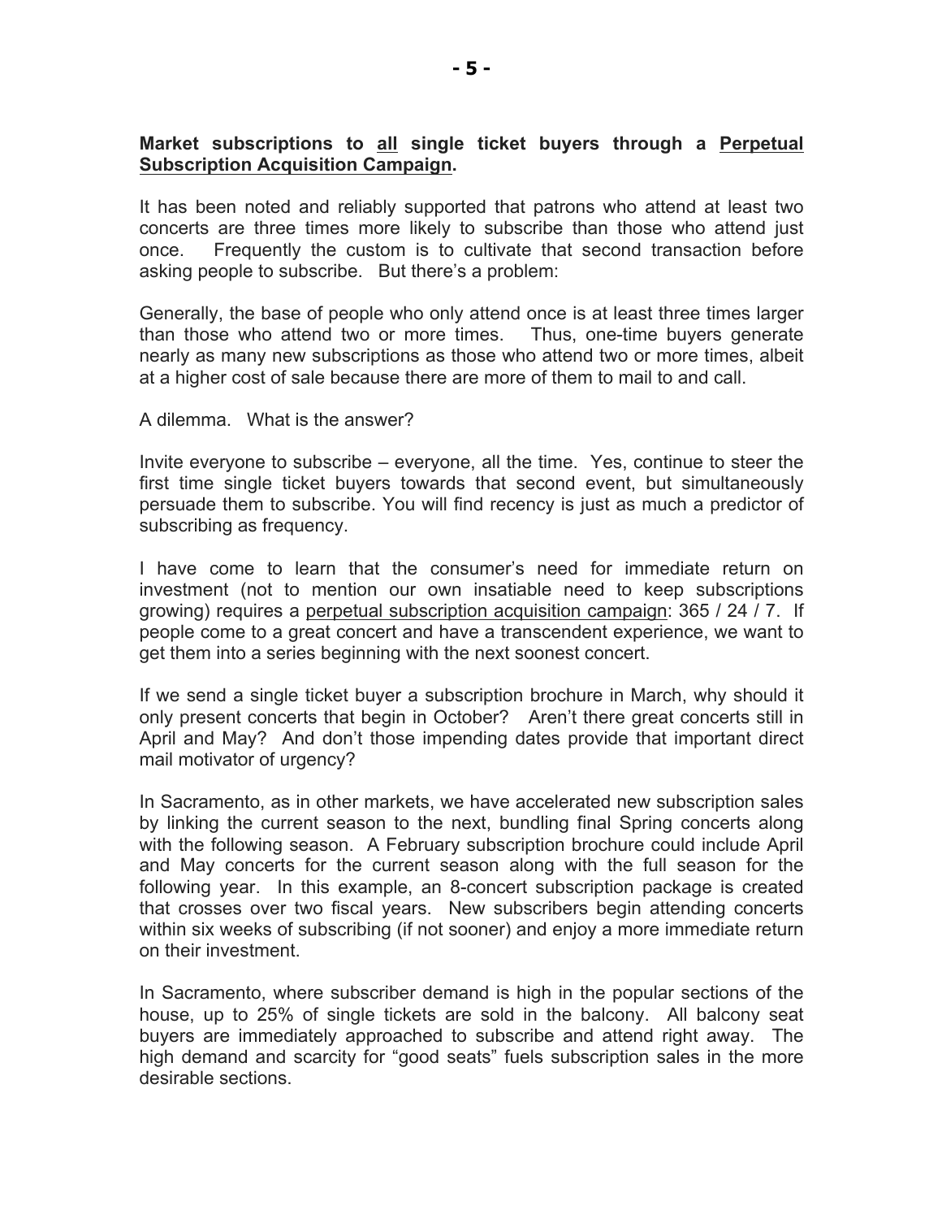**Market subscriptions to <u>all</u> single ticket buyers through a <u>Perpetual Subscription Acquisition Campaign</u>.**

It has been noted and reliably supported that patrons who attend at least two concerts are three times more likely to subscribe than those who attend just once. Frequently the custom is to cultivate that second transaction before asking people to subscribe. But there's a problem:

Generally, the base of people who only attend once is at least three times larger than those who attend two or more times. Thus, one-time buyers generate nearly as many new subscriptions as those who attend two or more times, albeit at a higher cost of sale because there are more of them to mail to and call.

A dilemma. What is the answer?

Invite everyone to subscribe – everyone, all the time. Yes, continue to steer the first time single ticket buyers towards that second event, but simultaneously persuade them to subscribe. You will find recency is just as much a predictor of subscribing as frequency.

I have come to learn that the consumer's need for immediate return on investment (not to mention our own insatiable need to keep subscriptions growing) requires a <u>perpetual subscription acquisition campaign</u>: 365 / 24 / 7. If people come to a great concert and have a transcendent experience, we want to get them into a series beginning with the next soonest concert.

If we send a single ticket buyer a subscription brochure in March, why should it only present concerts that begin in October? Aren't there great concerts still in April and May? And don't those impending dates provide that important direct mail motivator of urgency?

In Sacramento, as in other markets, we have accelerated new subscription sales by linking the current season to the next, bundling final Spring concerts along with the following season. A February subscription brochure could include April and May concerts for the current season along with the full season for the following year. In this example, an 8-concert subscription package is created that crosses over two fiscal years. New subscribers begin attending concerts within six weeks of subscribing (if not sooner) and enjoy a more immediate return on their investment.

In Sacramento, where subscriber demand is high in the popular sections of the house, up to 25% of single tickets are sold in the balcony. All balcony seat buyers are immediately approached to subscribe and attend right away. The high demand and scarcity for "good seats" fuels subscription sales in the more desirable sections.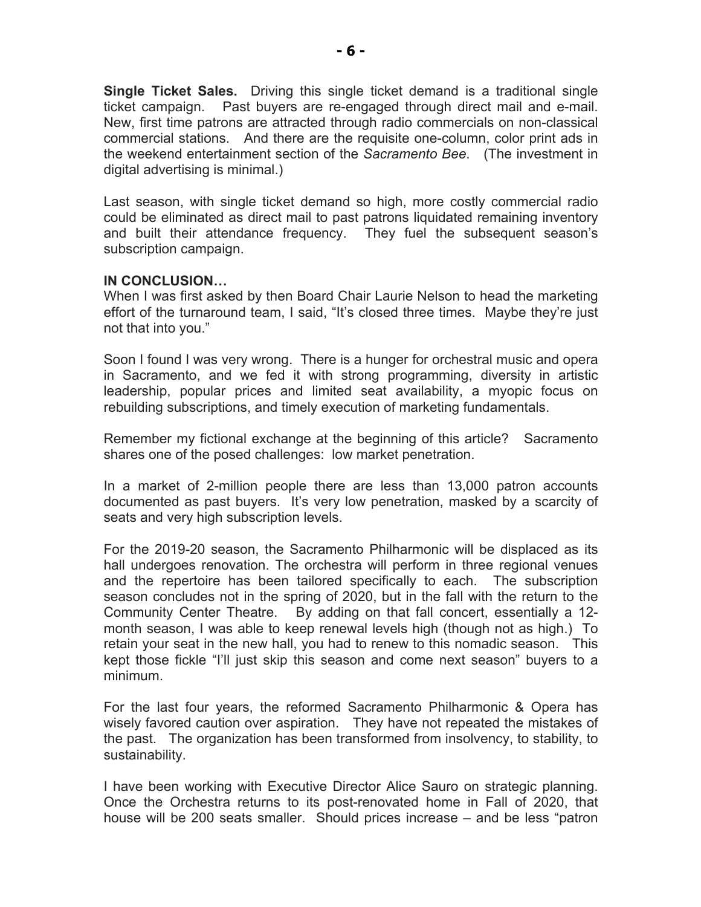**Single Ticket Sales.** Driving this single ticket demand is a traditional single ticket campaign. Past buyers are re-engaged through direct mail and e-mail. New, first time patrons are attracted through radio commercials on non-classical commercial stations. And there are the requisite one-column, color print ads in the weekend entertainment section of the *Sacramento Bee*. (The investment in digital advertising is minimal.)

Last season, with single ticket demand so high, more costly commercial radio could be eliminated as direct mail to past patrons liquidated remaining inventory and built their attendance frequency. They fuel the subsequent season's subscription campaign.

**IN CONCLUSION…**

When I was first asked by then Board Chair Laurie Nelson to head the marketing effort of the turnaround team, I said, "It's closed three times. Maybe they're just not that into you."

Soon I found I was very wrong. There is a hunger for orchestral music and opera in Sacramento, and we fed it with strong programming, diversity in artistic leadership, popular prices and limited seat availability, a myopic focus on rebuilding subscriptions, and timely execution of marketing fundamentals.

Remember my fictional exchange at the beginning of this article? Sacramento shares one of the posed challenges: low market penetration.

In a market of 2-million people there are less than 13,000 patron accounts documented as past buyers. It's very low penetration, masked by a scarcity of seats and very high subscription levels.

For the 2019-20 season, the Sacramento Philharmonic will be displaced as its hall undergoes renovation. The orchestra will perform in three regional venues and the repertoire has been tailored specifically to each. The subscription season concludes not in the spring of 2020, but in the fall with the return to the Community Center Theatre. By adding on that fall concert, essentially a 12-month season, I was able to keep renewal levels high (though not as high.) To retain your seat in the new hall, you had to renew to this nomadic season. This kept those fickle "I'll just skip this season and come next season" buyers to a minimum.

For the last four years, the reformed Sacramento Philharmonic & Opera has wisely favored caution over aspiration. They have not repeated the mistakes of the past. The organization has been transformed from insolvency, to stability, to sustainability.

I have been working with Executive Director Alice Sauro on strategic planning. Once the Orchestra returns to its post-renovated home in Fall of 2020, that house will be 200 seats smaller. Should prices increase – and be less "patron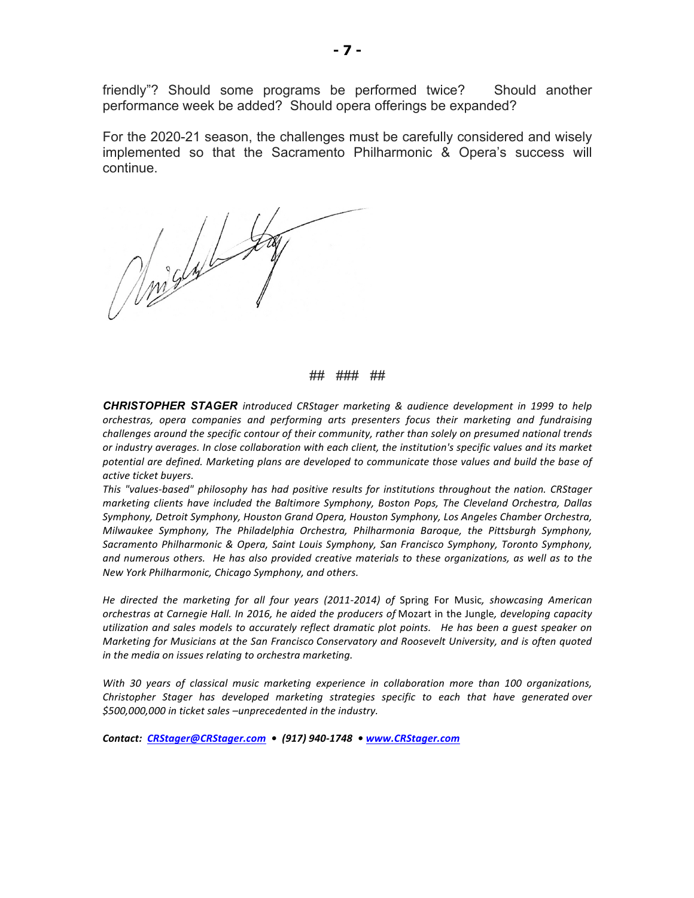friendly"? Should some programs be performed twice? Should another performance week be added? Should opera offerings be expanded?

For the 2020-21 season, the challenges must be carefully considered and wisely implemented so that the Sacramento Philharmonic & Opera's success will continue.

## ### ##

***CHRISTOPHER STAGER*** *introduced CRStager marketing & audience development in 1999 to help orchestras, opera companies and performing arts presenters focus their marketing and fundraising challenges around the specific contour of their community, rather than solely on presumed national trends or industry averages. In close collaboration with each client, the institution's specific values and its market potential are defined. Marketing plans are developed to communicate those values and build the base of active ticket buyers.*

*This "values-based" philosophy has had positive results for institutions throughout the nation. CRStager marketing clients have included the Baltimore Symphony, Boston Pops, The Cleveland Orchestra, Dallas Symphony, Detroit Symphony, Houston Grand Opera, Houston Symphony, Los Angeles Chamber Orchestra, Milwaukee Symphony, The Philadelphia Orchestra, Philharmonia Baroque, the Pittsburgh Symphony, Sacramento Philharmonic & Opera, Saint Louis Symphony, San Francisco Symphony, Toronto Symphony, and numerous others. He has also provided creative materials to these organizations, as well as to the New York Philharmonic, Chicago Symphony, and others.*

*He directed the marketing for all four years (2011-2014) of* Spring For Music*, showcasing American orchestras at Carnegie Hall. In 2016, he aided the producers of* Mozart in the Jungle*, developing capacity utilization and sales models to accurately reflect dramatic plot points. He has been a guest speaker on Marketing for Musicians at the San Francisco Conservatory and Roosevelt University, and is often quoted in the media on issues relating to orchestra marketing.*

*With 30 years of classical music marketing experience in collaboration more than 100 organizations, Christopher Stager has developed marketing strategies specific to each that have generated over $500,000,000 in ticket sales –unprecedented in the industry.*

***Contact: [CRStager@CRStager.com](mailto:CRStager@CRStager.com) • (917) 940-1748 • [www.CRStager.com](http://www.CRStager.com)***